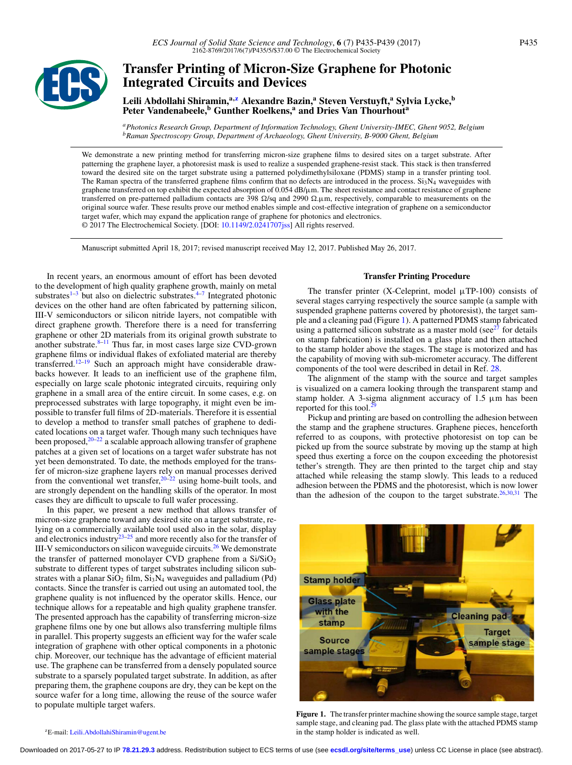# Transfer Printing of Micron-Size Graphene for Photonic Integrated Circuits and Devices

**Leili Abdollahi Shiramin,[a,z] Alexandre Bazin,[a] Steven Verstuyft,[a] Sylvia Lycke,[b] Peter Vandenabeele,[b] Gunther Roelkens,[a] and Dries Van Thourhout[a]**

[a] *Photonics Research Group, Department of Information Technology, Ghent University-IMEC, Ghent 9052, Belgium*
[b] *Raman Spectroscopy Group, Department of Archaeology, Ghent University, B-9000 Ghent, Belgium*

We demonstrate a new printing method for transferring micron-size graphene films to desired sites on a target substrate. After patterning the graphene layer, a photoresist mask is used to realize a suspended graphene-resist stack. This stack is then transferred toward the desired site on the target substrate using a patterned polydimethylsiloxane (PDMS) stamp in a transfer printing tool. The Raman spectra of the transferred graphene films confirm that no defects are introduced in the process. $Si_3N_4$ waveguides with graphene transferred on top exhibit the expected absorption of 0.054 dB/µm. The sheet resistance and contact resistance of graphene transferred on pre-patterned palladium contacts are 398 Ω/sq and 2990 Ω.µm, respectively, comparable to measurements on the original source wafer. These results prove our method enables simple and cost-effective integration of graphene on a semiconductor target wafer, which may expand the application range of graphene for photonics and electronics.
© 2017 The Electrochemical Society. [DOI: 10.1149/2.0241707jss] All rights reserved.

Manuscript submitted April 18, 2017; revised manuscript received May 12, 2017. Published May 26, 2017.

In recent years, an enormous amount of effort has been devoted to the development of high quality graphene growth, mainly on metal substrates[1–3] but also on dielectric substrates.[4–7] Integrated photonic devices on the other hand are often fabricated by patterning silicon, III-V semiconductors or silicon nitride layers, not compatible with direct graphene growth. Therefore there is a need for transferring graphene or other 2D materials from its original growth substrate to another substrate.[8–11] Thus far, in most cases large size CVD-grown graphene films or individual flakes of exfoliated material are thereby transferred.[12–19] Such an approach might have considerable drawbacks however. It leads to an inefficient use of the graphene film, especially on large scale photonic integrated circuits, requiring only graphene in a small area of the entire circuit. In some cases, e.g. on preprocessed substrates with large topography, it might even be impossible to transfer full films of 2D-materials. Therefore it is essential to develop a method to transfer small patches of graphene to dedicated locations on a target wafer. Though many such techniques have been proposed,[20–22] a scalable approach allowing transfer of graphene patches at a given set of locations on a target wafer substrate has not yet been demonstrated. To date, the methods employed for the transfer of micron-size graphene layers rely on manual processes derived from the conventional wet transfer,[20–22] using home-built tools, and are strongly dependent on the handling skills of the operator. In most cases they are difficult to upscale to full wafer processing.

In this paper, we present a new method that allows transfer of micron-size graphene toward any desired site on a target substrate, relying on a commercially available tool used also in the solar, display and electronics industry[23–25] and more recently also for the transfer of III-V semiconductors on silicon waveguide circuits.[26] We demonstrate the transfer of patterned monolayer CVD graphene from a Si/$SiO_2$ substrate to different types of target substrates including silicon substrates with a planar $SiO_2$ film, $Si_3N_4$ waveguides and palladium (Pd) contacts. Since the transfer is carried out using an automated tool, the graphene quality is not influenced by the operator skills. Hence, our technique allows for a repeatable and high quality graphene transfer. The presented approach has the capability of transferring micron-size graphene films one by one but allows also transferring multiple films in parallel. This property suggests an efficient way for the wafer scale integration of graphene with other optical components in a photonic chip. Moreover, our technique has the advantage of efficient material use. The graphene can be transferred from a densely populated source substrate to a sparsely populated target substrate. In addition, as after preparing them, the graphene coupons are dry, they can be kept on the source wafer for a long time, allowing the reuse of the source wafer to populate multiple target wafers.

## Transfer Printing Procedure

The transfer printer (X-Celeprint, model µTP-100) consists of several stages carrying respectively the source sample (a sample with suspended graphene patterns covered by photoresist), the target sample and a cleaning pad (Figure 1). A patterned PDMS stamp fabricated using a patterned silicon substrate as a master mold (see[27] for details on stamp fabrication) is installed on a glass plate and then attached to the stamp holder above the stages. The stage is motorized and has the capability of moving with sub-micrometer accuracy. The different components of the tool were described in detail in Ref. 28.

The alignment of the stamp with the source and target samples is visualized on a camera looking through the transparent stamp and stamp holder. A 3-sigma alignment accuracy of 1.5 µm has been reported for this tool.[29]

Pickup and printing are based on controlling the adhesion between the stamp and the graphene structures. Graphene pieces, henceforth referred to as coupons, with protective photoresist on top can be picked up from the source substrate by moving up the stamp at high speed thus exerting a force on the coupon exceeding the photoresist tether's strength. They are then printed to the target chip and stay attached while releasing the stamp slowly. This leads to a reduced adhesion between the PDMS and the photoresist, which is now lower than the adhesion of the coupon to the target substrate.[26,30,31] The

**Figure 1.** The transfer printer machine showing the source sample stage, target sample stage, and cleaning pad. The glass plate with the attached PDMS stamp in the stamp holder is indicated as well.

[z] E-mail: Leili.AbdollahiShiramin@ugent.be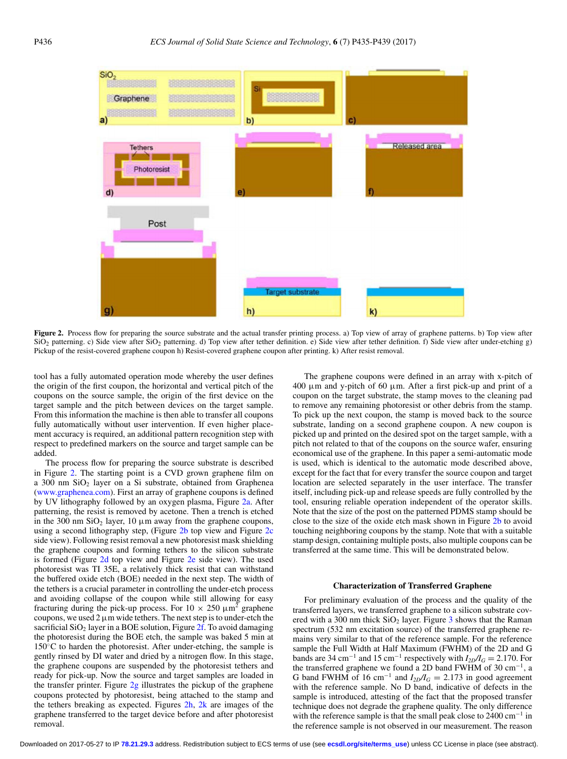SiO$_2$

Graphene

a)

Si

b)

c)

Tethers

Photoresist

d)

e)

Released area

f)

Post

g)

Target substrate

h)

k)

**Figure 2.** Process flow for preparing the source substrate and the actual transfer printing process. a) Top view of array of graphene patterns. b) Top view after $SiO_2$ patterning. c) Side view after $SiO_2$ patterning. d) Top view after tether definition. e) Side view after tether definition. f) Side view after under-etching g) Pickup of the resist-covered graphene coupon h) Resist-covered graphene coupon after printing. k) After resist removal.

tool has a fully automated operation mode whereby the user defines the origin of the first coupon, the horizontal and vertical pitch of the coupons on the source sample, the origin of the first device on the target sample and the pitch between devices on the target sample. From this information the machine is then able to transfer all coupons fully automatically without user intervention. If even higher placement accuracy is required, an additional pattern recognition step with respect to predefined markers on the source and target sample can be added.

The process flow for preparing the source substrate is described in Figure 2. The starting point is a CVD grown graphene film on a 300 nm $SiO_2$ layer on a Si substrate, obtained from Graphenea (www.graphenea.com). First an array of graphene coupons is defined by UV lithography followed by an oxygen plasma, Figure 2a. After patterning, the resist is removed by acetone. Then a trench is etched in the 300 nm $SiO_2$ layer, 10 μm away from the graphene coupons, using a second lithography step, (Figure 2b top view and Figure 2c side view). Following resist removal a new photoresist mask shielding the graphene coupons and forming tethers to the silicon substrate is formed (Figure 2d top view and Figure 2e side view). The used photoresist was TI 35E, a relatively thick resist that can withstand the buffered oxide etch (BOE) needed in the next step. The width of the tethers is a crucial parameter in controlling the under-etch process and avoiding collapse of the coupon while still allowing for easy fracturing during the pick-up process. For 10 × 250 μm$^2$ graphene coupons, we used 2 μm wide tethers. The next step is to under-etch the sacrificial $SiO_2$ layer in a BOE solution, Figure 2f. To avoid damaging the photoresist during the BOE etch, the sample was baked 5 min at 150°C to harden the photoresist. After under-etching, the sample is gently rinsed by DI water and dried by a nitrogen flow. In this stage, the graphene coupons are suspended by the photoresist tethers and ready for pick-up. Now the source and target samples are loaded in the transfer printer. Figure 2g illustrates the pickup of the graphene coupons protected by photoresist, being attached to the stamp and the tethers breaking as expected. Figures 2h, 2k are images of the graphene transferred to the target device before and after photoresist removal.

The graphene coupons were defined in an array with x-pitch of 400 μm and y-pitch of 60 μm. After a first pick-up and print of a coupon on the target substrate, the stamp moves to the cleaning pad to remove any remaining photoresist or other debris from the stamp. To pick up the next coupon, the stamp is moved back to the source substrate, landing on a second graphene coupon. A new coupon is picked up and printed on the desired spot on the target sample, with a pitch not related to that of the coupons on the source wafer, ensuring economical use of the graphene. In this paper a semi-automatic mode is used, which is identical to the automatic mode described above, except for the fact that for every transfer the source coupon and target location are selected separately in the user interface. The transfer itself, including pick-up and release speeds are fully controlled by the tool, ensuring reliable operation independent of the operator skills. Note that the size of the post on the patterned PDMS stamp should be close to the size of the oxide etch mask shown in Figure 2b to avoid touching neighboring coupons by the stamp. Note that with a suitable stamp design, containing multiple posts, also multiple coupons can be transferred at the same time. This will be demonstrated below.

## Characterization of Transferred Graphene

For preliminary evaluation of the process and the quality of the transferred layers, we transferred graphene to a silicon substrate covered with a 300 nm thick $SiO_2$ layer. Figure 3 shows that the Raman spectrum (532 nm excitation source) of the transferred graphene remains very similar to that of the reference sample. For the reference sample the Full Width at Half Maximum (FWHM) of the 2D and G bands are 34 cm$^{-1}$ and 15 cm$^{-1}$ respectively with $I_{2D}/I_G = 2.170$. For the transferred graphene we found a 2D band FWHM of 30 cm$^{-1}$, a G band FWHM of 16 cm$^{-1}$ and $I_{2D}/I_G = 2.173$ in good agreement with the reference sample. No D band, indicative of defects in the sample is introduced, attesting of the fact that the proposed transfer technique does not degrade the graphene quality. The only difference with the reference sample is that the small peak close to 2400 cm$^{-1}$ in the reference sample is not observed in our measurement. The reason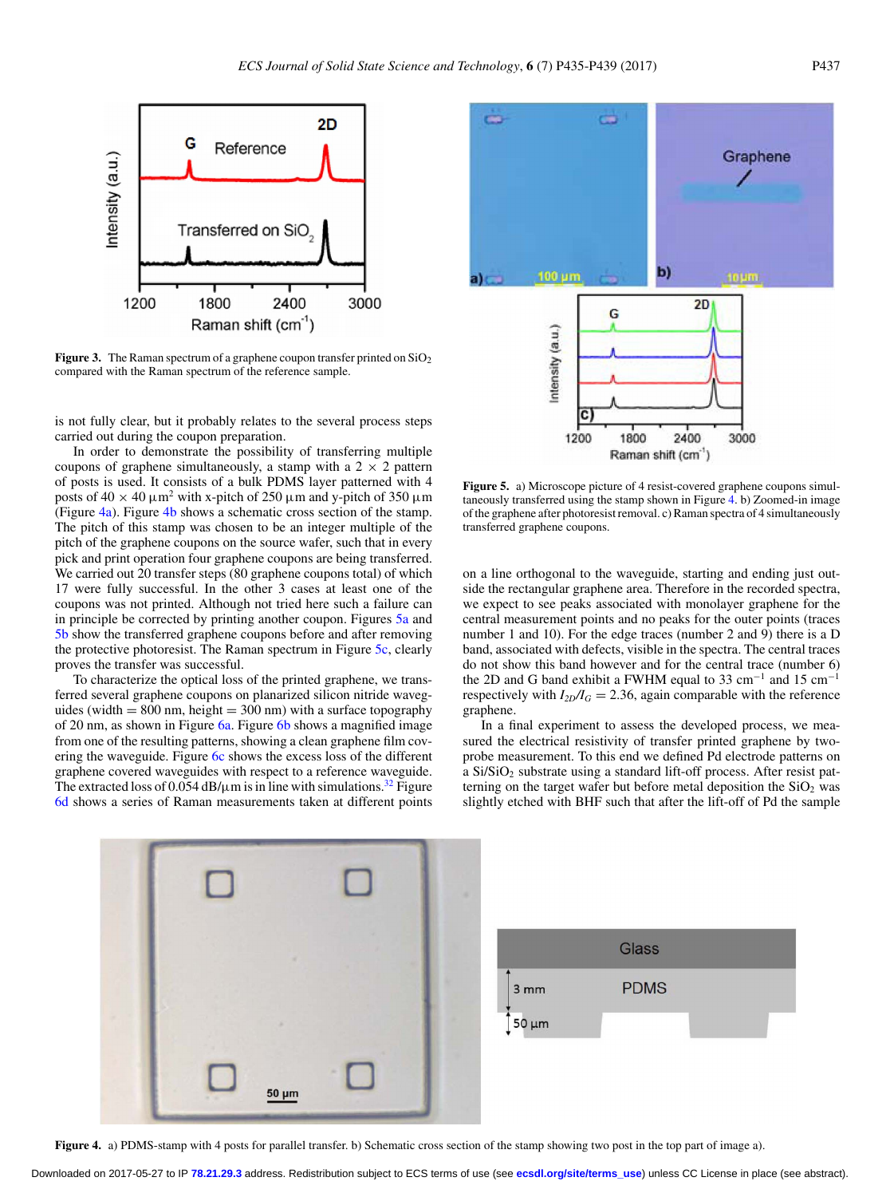**Figure 3.** The Raman spectrum of a graphene coupon transfer printed on $SiO_2$ compared with the Raman spectrum of the reference sample.

is not fully clear, but it probably relates to the several process steps carried out during the coupon preparation.

In order to demonstrate the possibility of transferring multiple coupons of graphene simultaneously, a stamp with a 2 × 2 pattern of posts is used. It consists of a bulk PDMS layer patterned with 4 posts of 40 × 40 $\mu m^2$ with x-pitch of 250 μm and y-pitch of 350 μm (Figure 4a). Figure 4b shows a schematic cross section of the stamp. The pitch of this stamp was chosen to be an integer multiple of the pitch of the graphene coupons on the source wafer, such that in every pick and print operation four graphene coupons are being transferred. We carried out 20 transfer steps (80 graphene coupons total) of which 17 were fully successful. In the other 3 cases at least one of the coupons was not printed. Although not tried here such a failure can in principle be corrected by printing another coupon. Figures 5a and 5b show the transferred graphene coupons before and after removing the protective photoresist. The Raman spectrum in Figure 5c, clearly proves the transfer was successful.

To characterize the optical loss of the printed graphene, we transferred several graphene coupons on planarized silicon nitride waveguides (width = 800 nm, height = 300 nm) with a surface topography of 20 nm, as shown in Figure 6a. Figure 6b shows a magnified image from one of the resulting patterns, showing a clean graphene film covering the waveguide. Figure 6c shows the excess loss of the different graphene covered waveguides with respect to a reference waveguide. The extracted loss of 0.054 dB/μm is in line with simulations.[32] Figure 6d shows a series of Raman measurements taken at different points on a line orthogonal to the waveguide, starting and ending just outside the rectangular graphene area. Therefore in the recorded spectra, we expect to see peaks associated with monolayer graphene for the central measurement points and no peaks for the outer points (traces number 1 and 10). For the edge traces (number 2 and 9) there is a D band, associated with defects, visible in the spectra. The central traces do not show this band however and for the central trace (number 6) the 2D and G band exhibit a FWHM equal to 33 $cm^{-1}$ and 15 $cm^{-1}$ respectively with $I_{2D}/I_G = 2.36$, again comparable with the reference graphene.

In a final experiment to assess the developed process, we measured the electrical resistivity of transfer printed graphene by two-probe measurement. To this end we defined Pd electrode patterns on a $Si/SiO_2$ substrate using a standard lift-off process. After resist patterning on the target wafer but before metal deposition the $SiO_2$ was slightly etched with BHF such that after the lift-off of Pd the sample

**Figure 5.** a) Microscope picture of 4 resist-covered graphene coupons simultaneously transferred using the stamp shown in Figure 4. b) Zoomed-in image of the graphene after photoresist removal. c) Raman spectra of 4 simultaneously transferred graphene coupons.

**Figure 4.** a) PDMS-stamp with 4 posts for parallel transfer. b) Schematic cross section of the stamp showing two post in the top part of image a).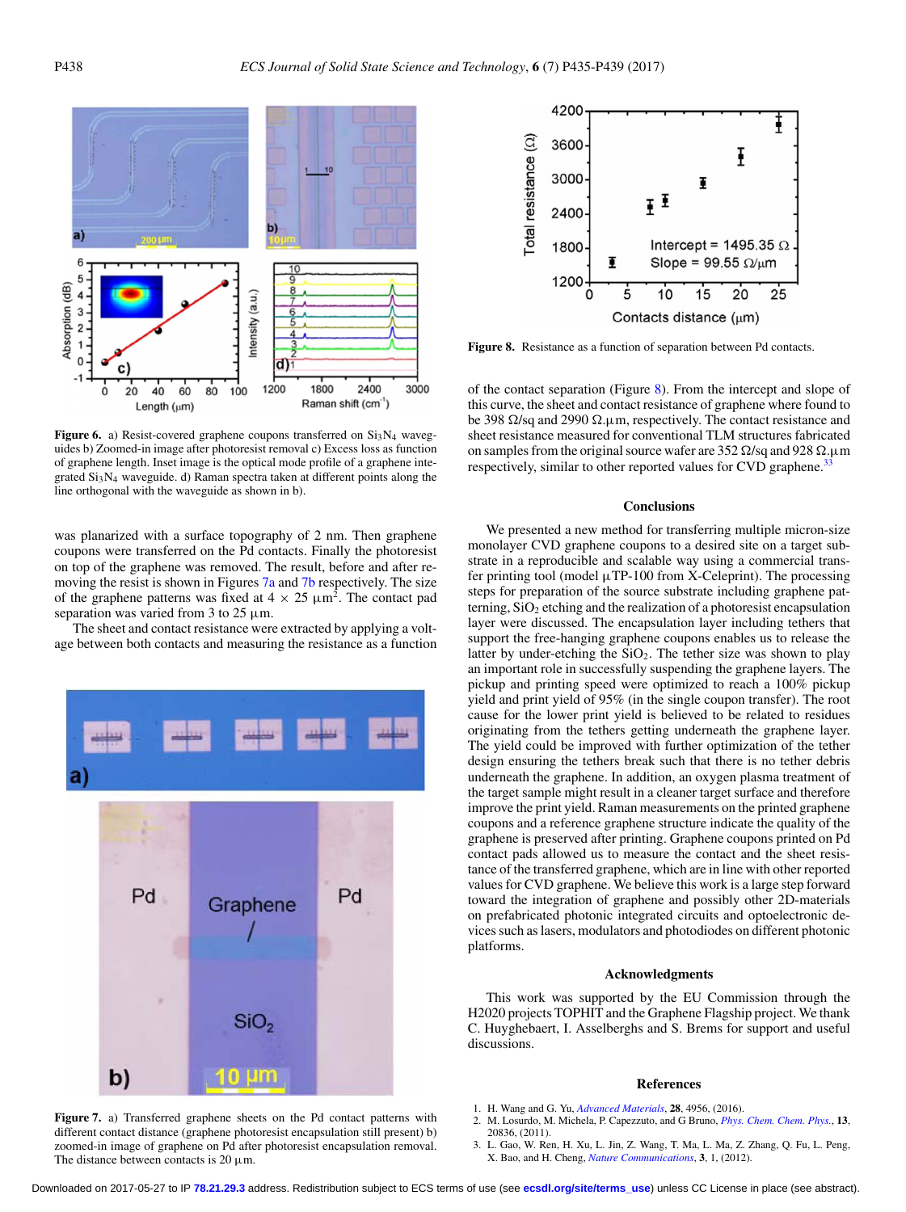**Figure 6.** a) Resist-covered graphene coupons transferred on $Si_3N_4$ waveguides b) Zoomed-in image after photoresist removal c) Excess loss as function of graphene length. Inset image is the optical mode profile of a graphene integrated $Si_3N_4$ waveguide. d) Raman spectra taken at different points along the line orthogonal with the waveguide as shown in b).

was planarized with a surface topography of 2 nm. Then graphene coupons were transferred on the Pd contacts. Finally the photoresist on top of the graphene was removed. The result, before and after removing the resist is shown in Figures 7a and 7b respectively. The size of the graphene patterns was fixed at 4 × 25 μm$^2$. The contact pad separation was varied from 3 to 25 μm.

The sheet and contact resistance were extracted by applying a voltage between both contacts and measuring the resistance as a function

**Figure 7.** a) Transferred graphene sheets on the Pd contact patterns with different contact distance (graphene photoresist encapsulation still present) b) zoomed-in image of graphene on Pd after photoresist encapsulation removal. The distance between contacts is 20 μm.

**Figure 8.** Resistance as a function of separation between Pd contacts.

of the contact separation (Figure 8). From the intercept and slope of this curve, the sheet and contact resistance of graphene where found to be 398 Ω/sq and 2990 Ω.μm, respectively. The contact resistance and sheet resistance measured for conventional TLM structures fabricated on samples from the original source wafer are 352 Ω/sq and 928 Ω.μm respectively, similar to other reported values for CVD graphene.[33]

## Conclusions

We presented a new method for transferring multiple micron-size monolayer CVD graphene coupons to a desired site on a target substrate in a reproducible and scalable way using a commercial transfer printing tool (model μTP-100 from X-Celeprint). The processing steps for preparation of the source substrate including graphene patterning, $SiO_2$ etching and the realization of a photoresist encapsulation layer were discussed. The encapsulation layer including tethers that support the free-hanging graphene coupons enables us to release the latter by under-etching the $SiO_2$. The tether size was shown to play an important role in successfully suspending the graphene layers. The pickup and printing speed were optimized to reach a 100% pickup yield and print yield of 95% (in the single coupon transfer). The root cause for the lower print yield is believed to be related to residues originating from the tethers getting underneath the graphene layer. The yield could be improved with further optimization of the tether design ensuring the tethers break such that there is no tether debris underneath the graphene. In addition, an oxygen plasma treatment of the target sample might result in a cleaner target surface and therefore improve the print yield. Raman measurements on the printed graphene coupons and a reference graphene structure indicate the quality of the graphene is preserved after printing. Graphene coupons printed on Pd contact pads allowed us to measure the contact and the sheet resistance of the transferred graphene, which are in line with other reported values for CVD graphene. We believe this work is a large step forward toward the integration of graphene and possibly other 2D-materials on prefabricated photonic integrated circuits and optoelectronic devices such as lasers, modulators and photodiodes on different photonic platforms.

## Acknowledgments

This work was supported by the EU Commission through the H2020 projects TOPHIT and the Graphene Flagship project. We thank C. Huyghebaert, I. Asselberghs and S. Brems for support and useful discussions.

## References

1. H. Wang and G. Yu, *Advanced Materials*, **28**, 4956, (2016).
2. M. Losurdo, M. Michela, P. Capezzuto, and G Bruno, *Phys. Chem. Chem. Phys.*, **13**, 20836, (2011).
3. L. Gao, W. Ren, H. Xu, L. Jin, Z. Wang, T. Ma, L. Ma, Z. Zhang, Q. Fu, L. Peng, X. Bao, and H. Cheng, *Nature Communications*, **3**, 1, (2012).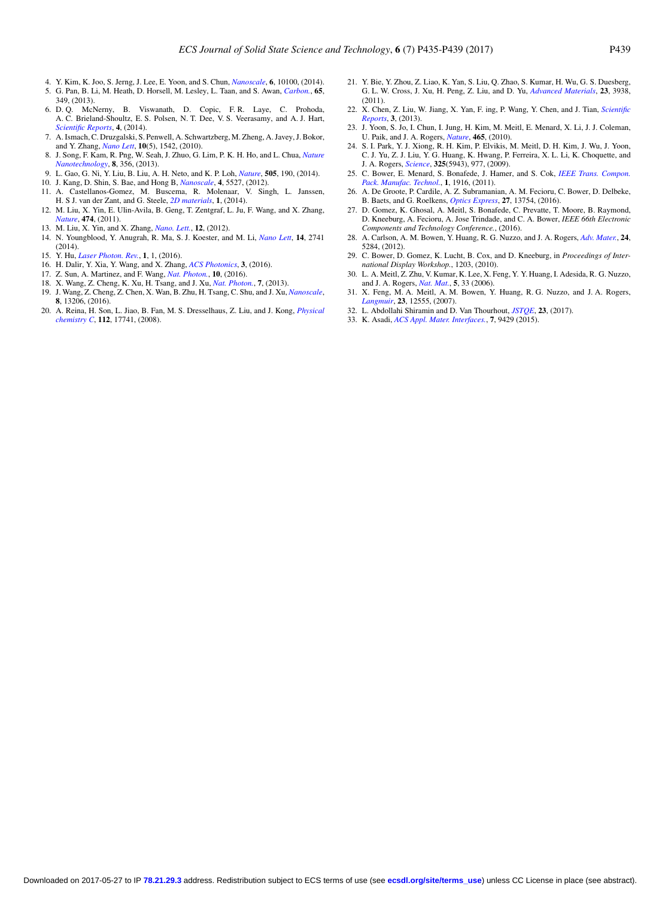4. Y. Kim, K. Joo, S. Jerng, J. Lee, E. Yoon, and S. Chun, *Nanoscale*, **6**, 10100, (2014).
5. G. Pan, B. Li, M. Heath, D. Horsell, M. Lesley, L. Taan, and S. Awan, *Carbon.*, **65**, 349, (2013).
6. D. Q. McNerny, B. Viswanath, D. Copic, F. R. Laye, C. Prohoda, A. C. Brieland-Shoultz, E. S. Polsen, N. T. Dee, V. S. Veerasamy, and A. J. Hart, *Scientific Reports*, **4**, (2014).
7. A. Ismach, C. Druzgalski, S. Penwell, A. Schwartzberg, M. Zheng, A. Javey, J. Bokor, and Y. Zhang, *Nano Lett*, **10**(5), 1542, (2010).
8. J. Song, F. Kam, R. Png, W. Seah, J. Zhuo, G. Lim, P. K. H. Ho, and L. Chua, *Nature Nanotechnology*, **8**, 356, (2013).
9. L. Gao, G. Ni, Y. Liu, B. Liu, A. H. Neto, and K. P. Loh, *Nature*, **505**, 190, (2014).
10. J. Kang, D. Shin, S. Bae, and Hong B, *Nanoscale*, **4**, 5527, (2012).
11. A. Castellanos-Gomez, M. Buscema, R. Molenaar, V. Singh, L. Janssen, H. S J. van der Zant, and G. Steele, *2D materials*, **1**, (2014).
12. M. Liu, X. Yin, E. Ulin-Avila, B. Geng, T. Zentgraf, L. Ju, F. Wang, and X. Zhang, *Nature*, **474**, (2011).
13. M. Liu, X. Yin, and X. Zhang, *Nano. Lett.*, **12**, (2012).
14. N. Youngblood, Y. Anugrah, R. Ma, S. J. Koester, and M. Li, *Nano Lett*, **14**, 2741 (2014).
15. Y. Hu, *Laser Photon. Rev.*, **1**, 1, (2016).
16. H. Dalir, Y. Xia, Y. Wang, and X. Zhang, *ACS Photonics*, **3**, (2016).
17. Z. Sun, A. Martinez, and F. Wang, *Nat. Photon.*, **10**, (2016).
18. X. Wang, Z. Cheng, K. Xu, H. Tsang, and J. Xu, *Nat. Photon.*, **7**, (2013).
19. J. Wang, Z. Cheng, Z. Chen, X. Wan, B. Zhu, H. Tsang, C. Shu, and J. Xu, *Nanoscale*, **8**, 13206, (2016).
20. A. Reina, H. Son, L. Jiao, B. Fan, M. S. Dresselhaus, Z. Liu, and J. Kong, *Physical chemistry C*, **112**, 17741, (2008).
21. Y. Bie, Y. Zhou, Z. Liao, K. Yan, S. Liu, Q. Zhao, S. Kumar, H. Wu, G. S. Duesberg, G. L. W. Cross, J. Xu, H. Peng, Z. Liu, and D. Yu, *Advanced Materials*, **23**, 3938, (2011).
22. X. Chen, Z. Liu, W. Jiang, X. Yan, F. ing, P. Wang, Y. Chen, and J. Tian, *Scientific Reports*, **3**, (2013).
23. J. Yoon, S. Jo, I. Chun, I. Jung, H. Kim, M. Meitl, E. Menard, X. Li, J. J. Coleman, U. Paik, and J. A. Rogers, *Nature*, **465**, (2010).
24. S. I. Park, Y. J. Xiong, R. H. Kim, P. Elvikis, M. Meitl, D. H. Kim, J. Wu, J. Yoon, C. J. Yu, Z. J. Liu, Y. G. Huang, K. Hwang, P. Ferreira, X. L. Li, K. Choquette, and J. A. Rogers, *Science*, **325**(5943), 977, (2009).
25. C. Bower, E. Menard, S. Bonafede, J. Hamer, and S. Cok, *IEEE Trans. Compon. Pack. Manufac. Technol.*, **1**, 1916, (2011).
26. A. De Groote, P. Cardile, A. Z. Subramanian, A. M. Fecioru, C. Bower, D. Delbeke, B. Baets, and G. Roelkens, *Optics Express*, **27**, 13754, (2016).
27. D. Gomez, K. Ghosal, A. Meitl, S. Bonafede, C. Prevatte, T. Moore, B. Raymond, D. Kneeburg, A. Fecioru, A. Jose Trindade, and C. A. Bower, *IEEE 66th Electronic Components and Technology Conference.*, (2016).
28. A. Carlson, A. M. Bowen, Y. Huang, R. G. Nuzzo, and J. A. Rogers, *Adv. Mater.*, **24**, 5284, (2012).
29. C. Bower, D. Gomez, K. Lucht, B. Cox, and D. Kneeburg, in *Proceedings of International Display Workshop.*, 1203, (2010).
30. L. A. Meitl, Z. Zhu, V. Kumar, K. Lee, X. Feng, Y. Y. Huang, I. Adesida, R. G. Nuzzo, and J. A. Rogers, *Nat. Mat.*, **5**, 33 (2006).
31. X. Feng, M. A. Meitl, A. M. Bowen, Y. Huang, R. G. Nuzzo, and J. A. Rogers, *Langmuir*, **23**, 12555, (2007).
32. L. Abdollahi Shiramin and D. Van Thourhout, *JSTQE*, **23**, (2017).
33. K. Asadi, *ACS Appl. Mater. Interfaces.*, **7**, 9429 (2015).